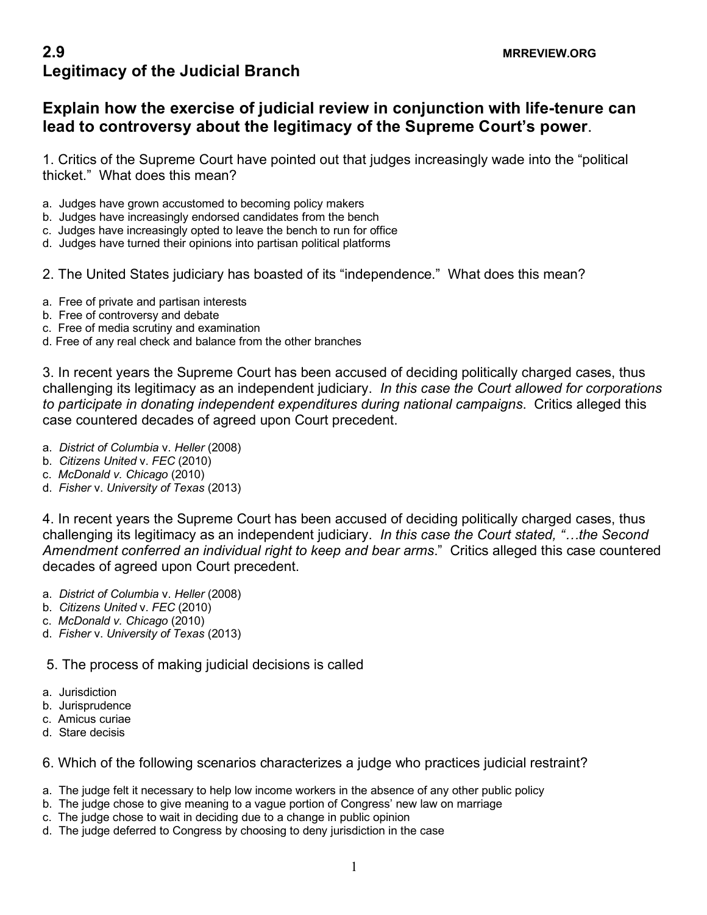# 2.9 Legitimacy of the Judicial Branch

MRREVIEW.ORG

## Explain how the exercise of judicial review in conjunction with life-tenure can lead to controversy about the legitimacy of the Supreme Court's power.

1. Critics of the Supreme Court have pointed out that judges increasingly wade into the "political thicket." What does this mean?

a. Judges have grown accustomed to becoming policy makers
b. Judges have increasingly endorsed candidates from the bench
c. Judges have increasingly opted to leave the bench to run for office
d. Judges have turned their opinions into partisan political platforms

2. The United States judiciary has boasted of its "independence." What does this mean?

a. Free of private and partisan interests
b. Free of controversy and debate
c. Free of media scrutiny and examination
d. Free of any real check and balance from the other branches

3. In recent years the Supreme Court has been accused of deciding politically charged cases, thus challenging its legitimacy as an independent judiciary. *In this case the Court allowed for corporations to participate in donating independent expenditures during national campaigns*. Critics alleged this case countered decades of agreed upon Court precedent.

a. *District of Columbia* v. *Heller* (2008)
b. *Citizens United* v. *FEC* (2010)
c. *McDonald v. Chicago* (2010)
d. *Fisher* v. *University of Texas* (2013)

4. In recent years the Supreme Court has been accused of deciding politically charged cases, thus challenging its legitimacy as an independent judiciary. *In this case the Court stated, "…the Second Amendment conferred an individual right to keep and bear arms*." Critics alleged this case countered decades of agreed upon Court precedent.

a. *District of Columbia* v. *Heller* (2008)
b. *Citizens United* v. *FEC* (2010)
c. *McDonald v. Chicago* (2010)
d. *Fisher* v. *University of Texas* (2013)

5. The process of making judicial decisions is called

a. Jurisdiction
b. Jurisprudence
c. Amicus curiae
d. Stare decisis

6. Which of the following scenarios characterizes a judge who practices judicial restraint?

a. The judge felt it necessary to help low income workers in the absence of any other public policy
b. The judge chose to give meaning to a vague portion of Congress' new law on marriage
c. The judge chose to wait in deciding due to a change in public opinion
d. The judge deferred to Congress by choosing to deny jurisdiction in the case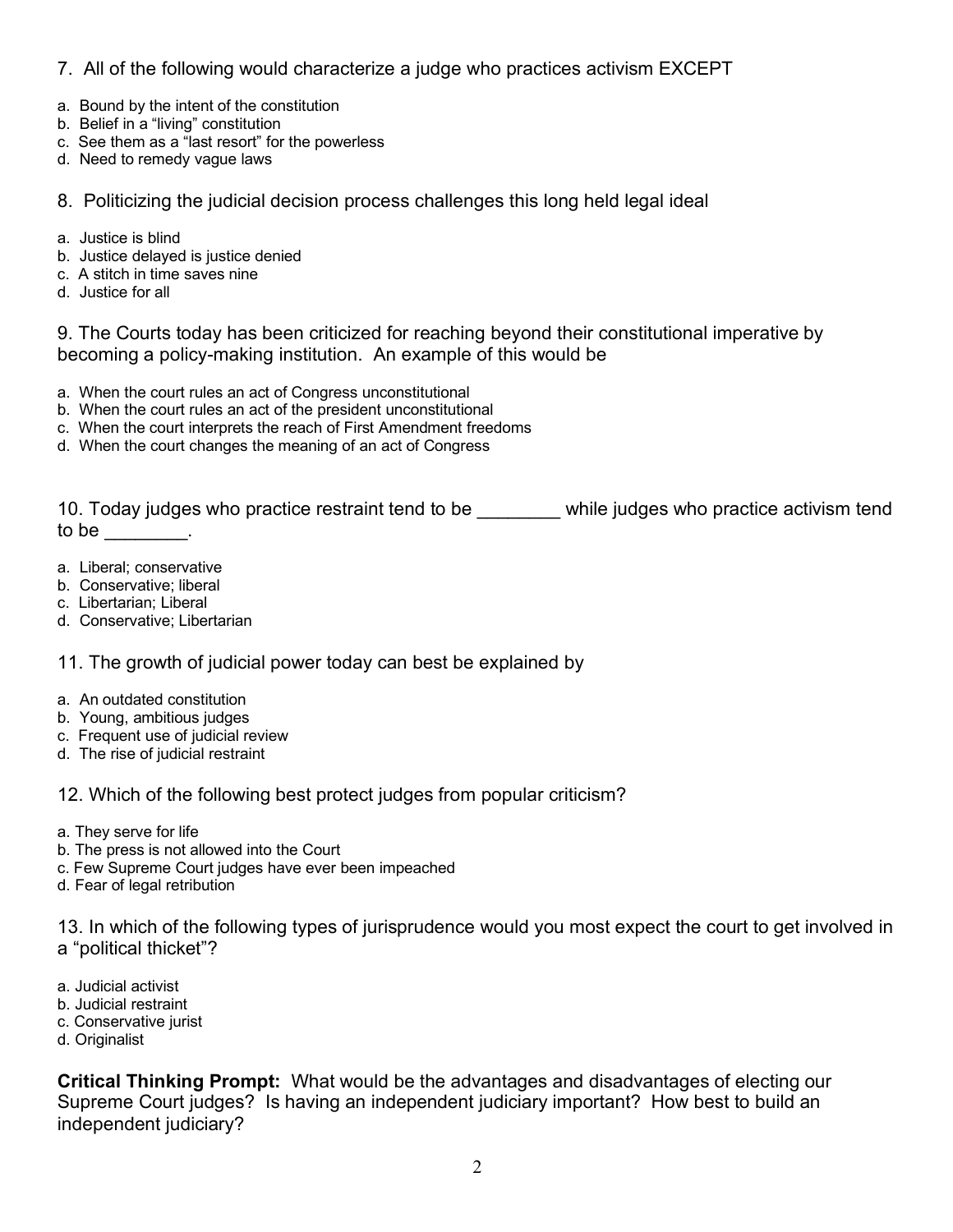7. All of the following would characterize a judge who practices activism EXCEPT

a. Bound by the intent of the constitution
b. Belief in a "living" constitution
c. See them as a "last resort" for the powerless
d. Need to remedy vague laws

8. Politicizing the judicial decision process challenges this long held legal ideal

a. Justice is blind
b. Justice delayed is justice denied
c. A stitch in time saves nine
d. Justice for all

9. The Courts today has been criticized for reaching beyond their constitutional imperative by becoming a policy-making institution. An example of this would be

a. When the court rules an act of Congress unconstitutional
b. When the court rules an act of the president unconstitutional
c. When the court interprets the reach of First Amendment freedoms
d. When the court changes the meaning of an act of Congress

10. Today judges who practice restraint tend to be ________ while judges who practice activism tend to be ________.

a. Liberal; conservative
b. Conservative; liberal
c. Libertarian; Liberal
d. Conservative; Libertarian

11. The growth of judicial power today can best be explained by

a. An outdated constitution
b. Young, ambitious judges
c. Frequent use of judicial review
d. The rise of judicial restraint

12. Which of the following best protect judges from popular criticism?

a. They serve for life
b. The press is not allowed into the Court
c. Few Supreme Court judges have ever been impeached
d. Fear of legal retribution

13. In which of the following types of jurisprudence would you most expect the court to get involved in a "political thicket"?

a. Judicial activist
b. Judicial restraint
c. Conservative jurist
d. Originalist

**Critical Thinking Prompt:** What would be the advantages and disadvantages of electing our Supreme Court judges? Is having an independent judiciary important? How best to build an independent judiciary?